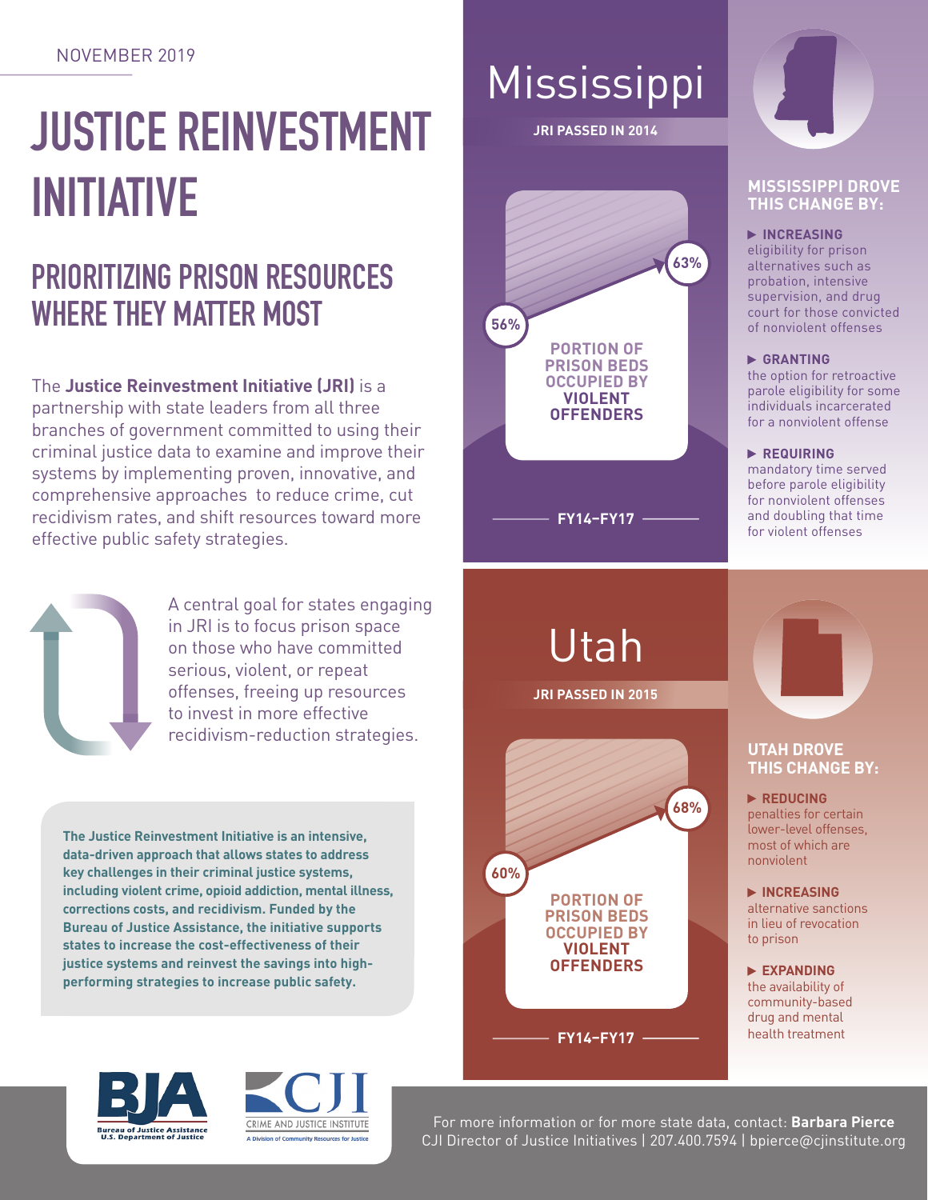NOVEMBER 2019

# JUSTICE REINVESTMENT INITIATIVE

## PRIORITIZING PRISON RESOURCES WHERE THEY MATTER MOST

The **Justice Reinvestment Initiative (JRI)** is a partnership with state leaders from all three branches of government committed to using their criminal justice data to examine and improve their systems by implementing proven, innovative, and comprehensive approaches to reduce crime, cut recidivism rates, and shift resources toward more effective public safety strategies.

A central goal for states engaging in JRI is to focus prison space on those who have committed serious, violent, or repeat offenses, freeing up resources to invest in more effective recidivism-reduction strategies.

**The Justice Reinvestment Initiative is an intensive, data-driven approach that allows states to address key challenges in their criminal justice systems, including violent crime, opioid addiction, mental illness, corrections costs, and recidivism. Funded by the Bureau of Justice Assistance, the initiative supports states to increase the cost-effectiveness of their justice systems and reinvest the savings into high-performing strategies to increase public safety.**

## Mississippi

**JRI PASSED IN 2014**

**PORTION OF PRISON BEDS OCCUPIED BY VIOLENT OFFENDERS**

56% → 63%

**FY14–FY17**

### MISSISSIPPI DROVE THIS CHANGE BY:

- **INCREASING** eligibility for prison alternatives such as probation, intensive supervision, and drug court for those convicted of nonviolent offenses
- **GRANTING** the option for retroactive parole eligibility for some individuals incarcerated for a nonviolent offense
- **REQUIRING** mandatory time served before parole eligibility for nonviolent offenses and doubling that time for violent offenses

## Utah

**JRI PASSED IN 2015**

**PORTION OF PRISON BEDS OCCUPIED BY VIOLENT OFFENDERS**

60% → 68%

**FY14–FY17**

### UTAH DROVE THIS CHANGE BY:

- **REDUCING** penalties for certain lower-level offenses, most of which are nonviolent
- **INCREASING** alternative sanctions in lieu of revocation to prison
- **EXPANDING** the availability of community-based drug and mental health treatment

BJA — Bureau of Justice Assistance, U.S. Department of Justice

CJI — Crime and Justice Institute, A Division of Community Resources for Justice

For more information or for more state data, contact: **Barbara Pierce**
CJI Director of Justice Initiatives | 207.400.7594 | bpierce@cjinstitute.org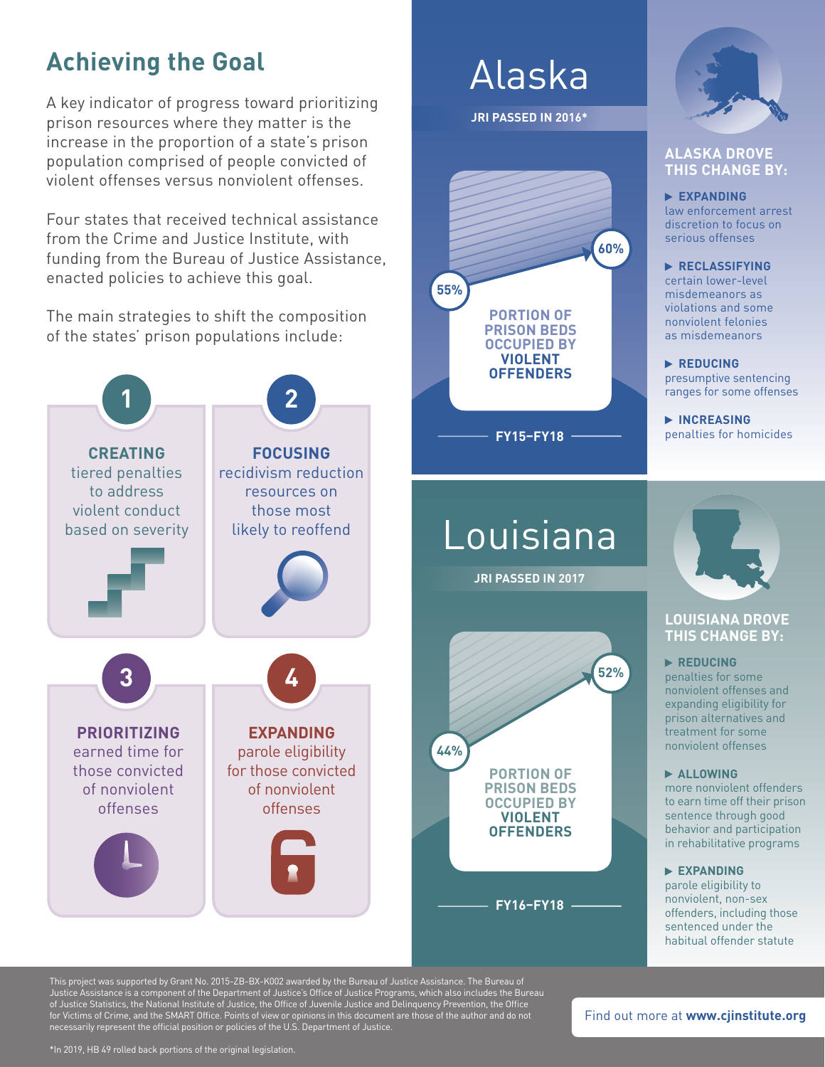## Achieving the Goal

A key indicator of progress toward prioritizing prison resources where they matter is the increase in the proportion of a state's prison population comprised of people convicted of violent offenses versus nonviolent offenses.

Four states that received technical assistance from the Crime and Justice Institute, with funding from the Bureau of Justice Assistance, enacted policies to achieve this goal.

The main strategies to shift the composition of the states' prison populations include:

**1**

**CREATING** tiered penalties to address violent conduct based on severity

**2**

**FOCUSING** recidivism reduction resources on those most likely to reoffend

**3**

**PRIORITIZING** earned time for those convicted of nonviolent offenses

**4**

**EXPANDING** parole eligibility for those convicted of nonviolent offenses

## Alaska

**JRI PASSED IN 2016***

55%

60%

PORTION OF PRISON BEDS OCCUPIED BY **VIOLENT OFFENDERS**

FY15–FY18

### ALASKA DROVE THIS CHANGE BY:

- **EXPANDING** law enforcement arrest discretion to focus on serious offenses
- **RECLASSIFYING** certain lower-level misdemeanors as violations and some nonviolent felonies as misdemeanors
- **REDUCING** presumptive sentencing ranges for some offenses
- **INCREASING** penalties for homicides

## Louisiana

**JRI PASSED IN 2017**

44%

52%

PORTION OF PRISON BEDS OCCUPIED BY **VIOLENT OFFENDERS**

FY16–FY18

### LOUISIANA DROVE THIS CHANGE BY:

- **REDUCING** penalties for some nonviolent offenses and expanding eligibility for prison alternatives and treatment for some nonviolent offenses
- **ALLOWING** more nonviolent offenders to earn time off their prison sentence through good behavior and participation in rehabilitative programs
- **EXPANDING** parole eligibility to nonviolent, non-sex offenders, including those sentenced under the habitual offender statute

This project was supported by Grant No. 2015-ZB-BX-K002 awarded by the Bureau of Justice Assistance. The Bureau of Justice Assistance is a component of the Department of Justice's Office of Justice Programs, which also includes the Bureau of Justice Statistics, the National Institute of Justice, the Office of Juvenile Justice and Delinquency Prevention, the Office for Victims of Crime, and the SMART Office. Points of view or opinions in this document are those of the author and do not necessarily represent the official position or policies of the U.S. Department of Justice.

Find out more at **www.cjinstitute.org**

*In 2019, HB 49 rolled back portions of the original legislation.